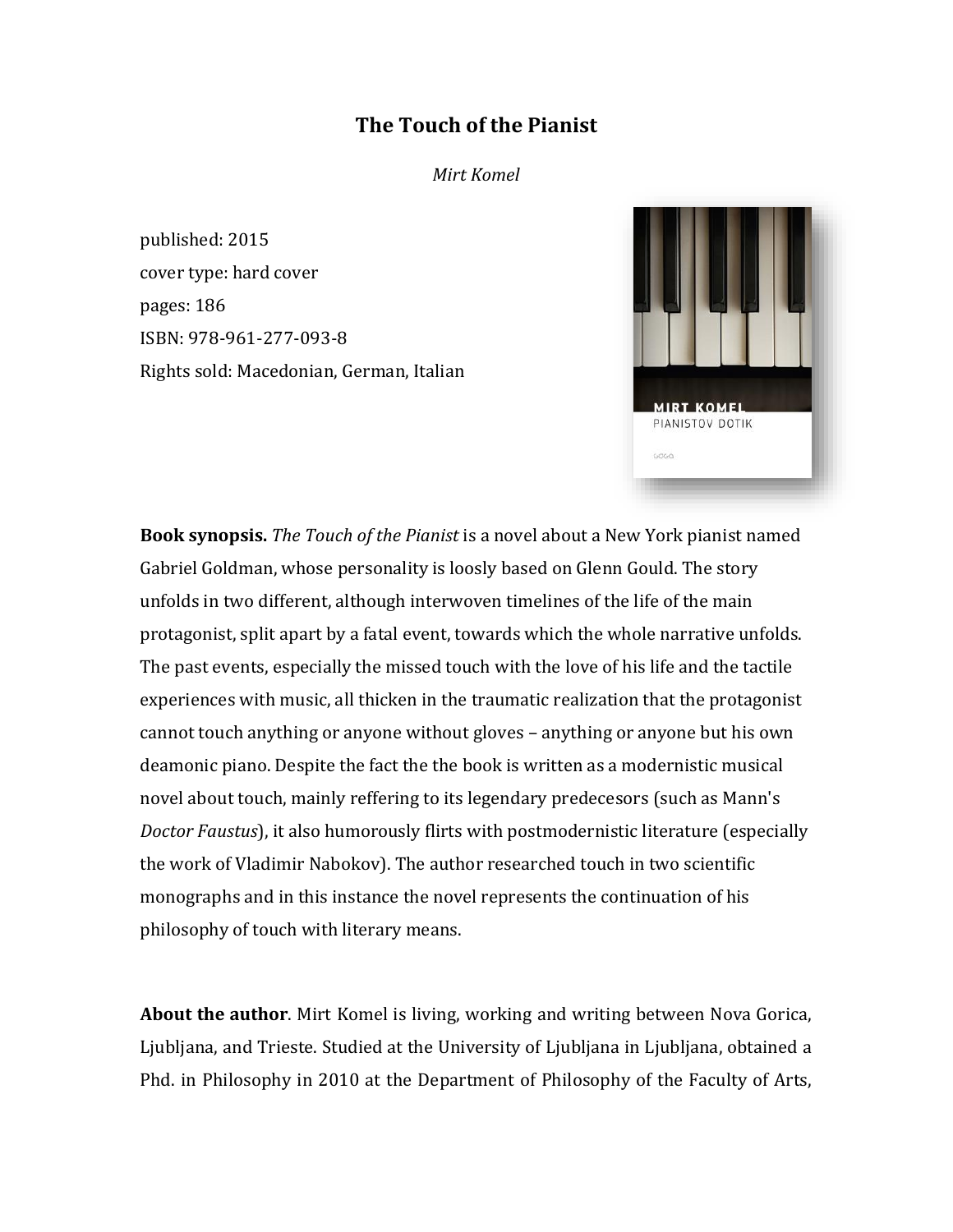# The Touch of the Pianist

*Mirt Komel*

published: 2015
cover type: hard cover
pages: 186
ISBN: 978-961-277-093-8
Rights sold: Macedonian, German, Italian

**Book synopsis.** *The Touch of the Pianist* is a novel about a New York pianist named Gabriel Goldman, whose personality is loosely based on Glenn Gould. The story unfolds in two different, although interwoven timelines of the life of the main protagonist, split apart by a fatal event, towards which the whole narrative unfolds. The past events, especially the missed touch with the love of his life and the tactile experiences with music, all thicken in the traumatic realization that the protagonist cannot touch anything or anyone without gloves – anything or anyone but his own deamonic piano. Despite the fact the the book is written as a modernistic musical novel about touch, mainly reffering to its legendary predecesors (such as Mann's *Doctor Faustus*), it also humorously flirts with postmodernistic literature (especially the work of Vladimir Nabokov). The author researched touch in two scientific monographs and in this instance the novel represents the continuation of his philosophy of touch with literary means.

**About the author**. Mirt Komel is living, working and writing between Nova Gorica, Ljubljana, and Trieste. Studied at the University of Ljubljana in Ljubljana, obtained a Phd. in Philosophy in 2010 at the Department of Philosophy of the Faculty of Arts,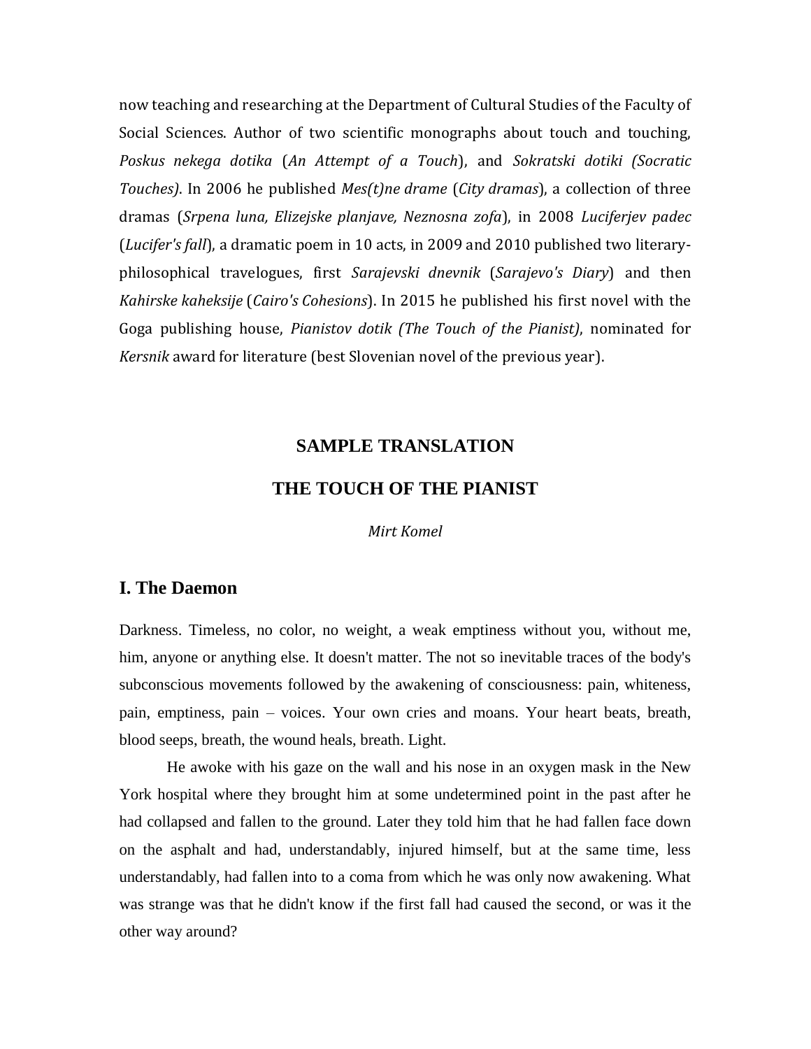now teaching and researching at the Department of Cultural Studies of the Faculty of Social Sciences. Author of two scientific monographs about touch and touching, *Poskus nekega dotika* (*An Attempt of a Touch*), and *Sokratski dotiki (Socratic Touches)*. In 2006 he published *Mes(t)ne drame* (*City dramas*), a collection of three dramas (*Srpena luna, Elizejske planjave, Neznosna zofa*), in 2008 *Luciferjev padec* (*Lucifer's fall*), a dramatic poem in 10 acts, in 2009 and 2010 published two literary-philosophical travelogues, first *Sarajevski dnevnik* (*Sarajevo's Diary*) and then *Kahirske kaheksije* (*Cairo's Cohesions*). In 2015 he published his first novel with the Goga publishing house, *Pianistov dotik (The Touch of the Pianist)*, nominated for *Kersnik* award for literature (best Slovenian novel of the previous year).

## SAMPLE TRANSLATION

## THE TOUCH OF THE PIANIST

*Mirt Komel*

### I. The Daemon

Darkness. Timeless, no color, no weight, a weak emptiness without you, without me, him, anyone or anything else. It doesn't matter. The not so inevitable traces of the body's subconscious movements followed by the awakening of consciousness: pain, whiteness, pain, emptiness, pain – voices. Your own cries and moans. Your heart beats, breath, blood seeps, breath, the wound heals, breath. Light.

He awoke with his gaze on the wall and his nose in an oxygen mask in the New York hospital where they brought him at some undetermined point in the past after he had collapsed and fallen to the ground. Later they told him that he had fallen face down on the asphalt and had, understandably, injured himself, but at the same time, less understandably, had fallen into to a coma from which he was only now awakening. What was strange was that he didn't know if the first fall had caused the second, or was it the other way around?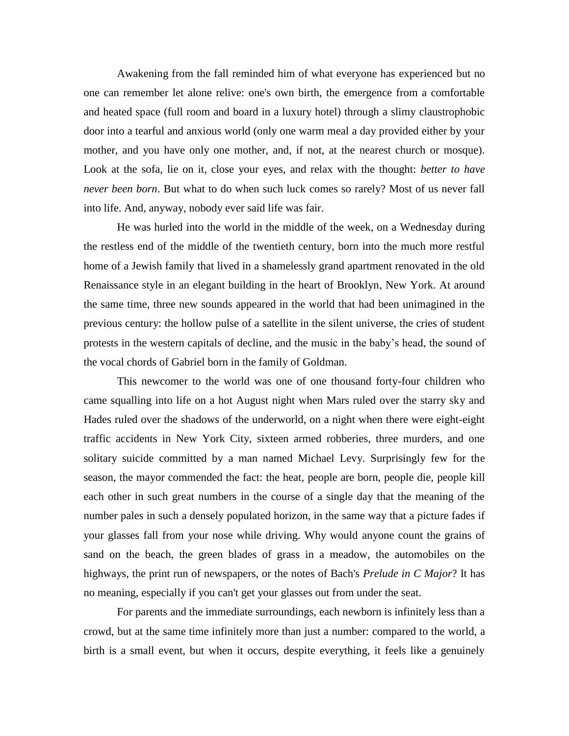Awakening from the fall reminded him of what everyone has experienced but no one can remember let alone relive: one's own birth, the emergence from a comfortable and heated space (full room and board in a luxury hotel) through a slimy claustrophobic door into a tearful and anxious world (only one warm meal a day provided either by your mother, and you have only one mother, and, if not, at the nearest church or mosque). Look at the sofa, lie on it, close your eyes, and relax with the thought: *better to have never been born*. But what to do when such luck comes so rarely? Most of us never fall into life. And, anyway, nobody ever said life was fair.

He was hurled into the world in the middle of the week, on a Wednesday during the restless end of the middle of the twentieth century, born into the much more restful home of a Jewish family that lived in a shamelessly grand apartment renovated in the old Renaissance style in an elegant building in the heart of Brooklyn, New York. At around the same time, three new sounds appeared in the world that had been unimagined in the previous century: the hollow pulse of a satellite in the silent universe, the cries of student protests in the western capitals of decline, and the music in the baby's head, the sound of the vocal chords of Gabriel born in the family of Goldman.

This newcomer to the world was one of one thousand forty-four children who came squalling into life on a hot August night when Mars ruled over the starry sky and Hades ruled over the shadows of the underworld, on a night when there were eight-eight traffic accidents in New York City, sixteen armed robberies, three murders, and one solitary suicide committed by a man named Michael Levy. Surprisingly few for the season, the mayor commended the fact: the heat, people are born, people die, people kill each other in such great numbers in the course of a single day that the meaning of the number pales in such a densely populated horizon, in the same way that a picture fades if your glasses fall from your nose while driving. Why would anyone count the grains of sand on the beach, the green blades of grass in a meadow, the automobiles on the highways, the print run of newspapers, or the notes of Bach's *Prelude in C Major*? It has no meaning, especially if you can't get your glasses out from under the seat.

For parents and the immediate surroundings, each newborn is infinitely less than a crowd, but at the same time infinitely more than just a number: compared to the world, a birth is a small event, but when it occurs, despite everything, it feels like a genuinely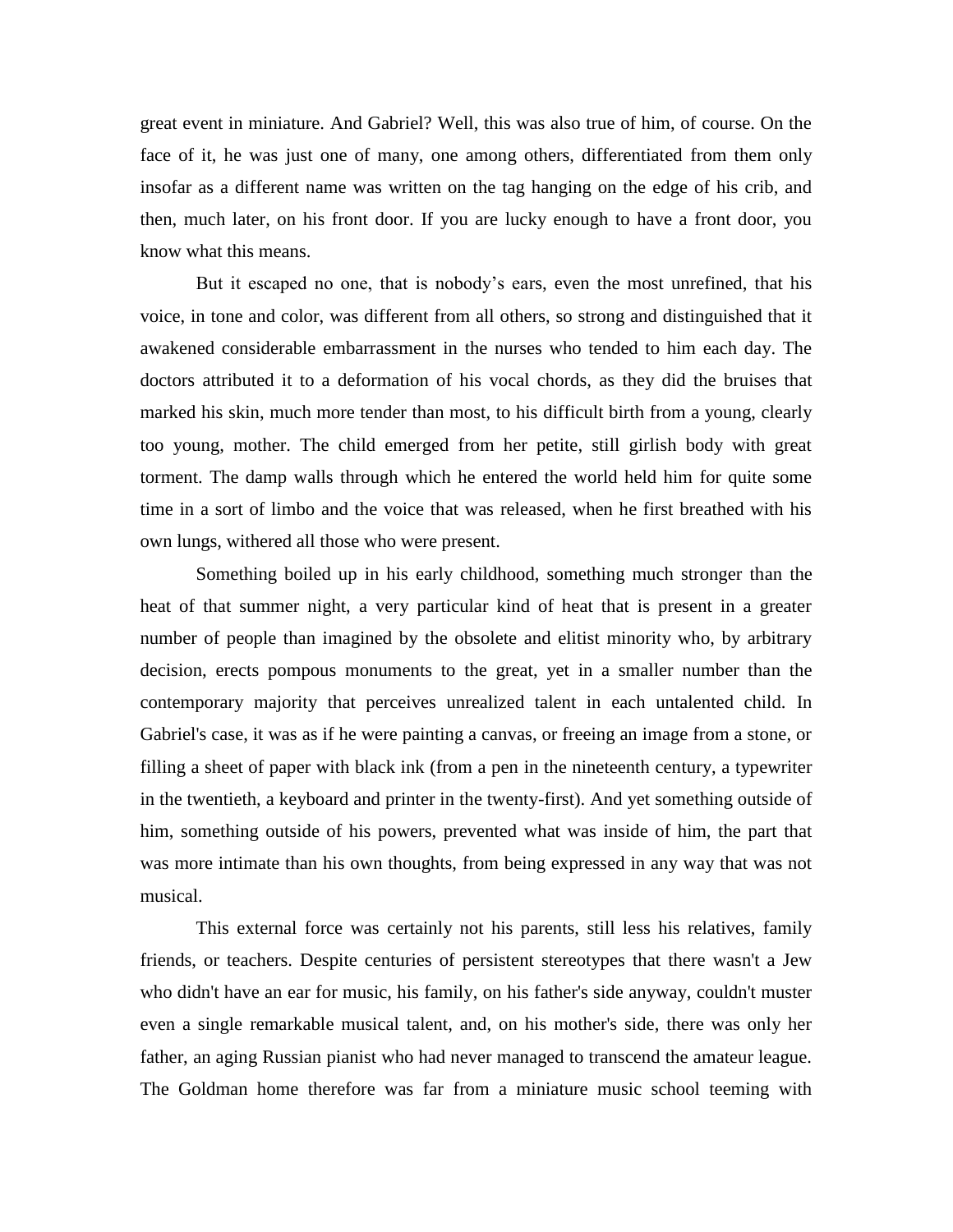great event in miniature. And Gabriel? Well, this was also true of him, of course. On the face of it, he was just one of many, one among others, differentiated from them only insofar as a different name was written on the tag hanging on the edge of his crib, and then, much later, on his front door. If you are lucky enough to have a front door, you know what this means.

But it escaped no one, that is nobody's ears, even the most unrefined, that his voice, in tone and color, was different from all others, so strong and distinguished that it awakened considerable embarrassment in the nurses who tended to him each day. The doctors attributed it to a deformation of his vocal chords, as they did the bruises that marked his skin, much more tender than most, to his difficult birth from a young, clearly too young, mother. The child emerged from her petite, still girlish body with great torment. The damp walls through which he entered the world held him for quite some time in a sort of limbo and the voice that was released, when he first breathed with his own lungs, withered all those who were present.

Something boiled up in his early childhood, something much stronger than the heat of that summer night, a very particular kind of heat that is present in a greater number of people than imagined by the obsolete and elitist minority who, by arbitrary decision, erects pompous monuments to the great, yet in a smaller number than the contemporary majority that perceives unrealized talent in each untalented child. In Gabriel's case, it was as if he were painting a canvas, or freeing an image from a stone, or filling a sheet of paper with black ink (from a pen in the nineteenth century, a typewriter in the twentieth, a keyboard and printer in the twenty-first). And yet something outside of him, something outside of his powers, prevented what was inside of him, the part that was more intimate than his own thoughts, from being expressed in any way that was not musical.

This external force was certainly not his parents, still less his relatives, family friends, or teachers. Despite centuries of persistent stereotypes that there wasn't a Jew who didn't have an ear for music, his family, on his father's side anyway, couldn't muster even a single remarkable musical talent, and, on his mother's side, there was only her father, an aging Russian pianist who had never managed to transcend the amateur league. The Goldman home therefore was far from a miniature music school teeming with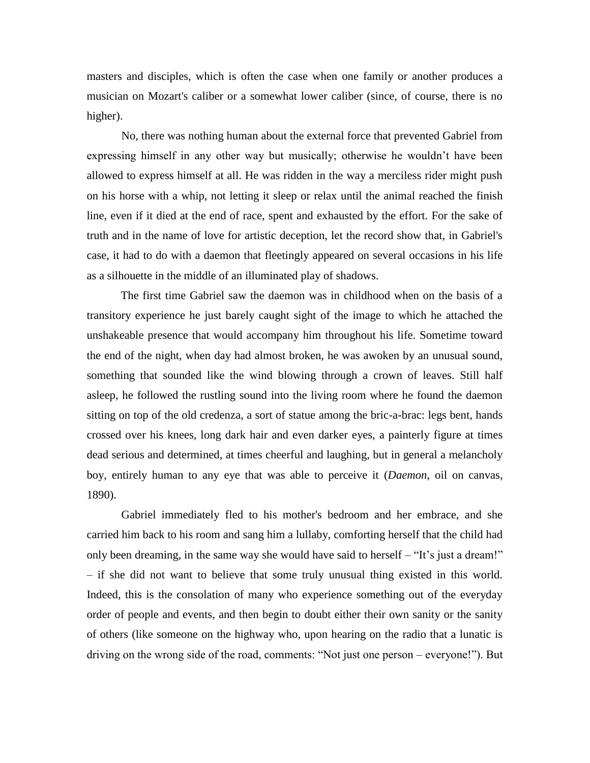masters and disciples, which is often the case when one family or another produces a musician on Mozart's caliber or a somewhat lower caliber (since, of course, there is no higher).

No, there was nothing human about the external force that prevented Gabriel from expressing himself in any other way but musically; otherwise he wouldn't have been allowed to express himself at all. He was ridden in the way a merciless rider might push on his horse with a whip, not letting it sleep or relax until the animal reached the finish line, even if it died at the end of race, spent and exhausted by the effort. For the sake of truth and in the name of love for artistic deception, let the record show that, in Gabriel's case, it had to do with a daemon that fleetingly appeared on several occasions in his life as a silhouette in the middle of an illuminated play of shadows.

The first time Gabriel saw the daemon was in childhood when on the basis of a transitory experience he just barely caught sight of the image to which he attached the unshakeable presence that would accompany him throughout his life. Sometime toward the end of the night, when day had almost broken, he was awoken by an unusual sound, something that sounded like the wind blowing through a crown of leaves. Still half asleep, he followed the rustling sound into the living room where he found the daemon sitting on top of the old credenza, a sort of statue among the bric-a-brac: legs bent, hands crossed over his knees, long dark hair and even darker eyes, a painterly figure at times dead serious and determined, at times cheerful and laughing, but in general a melancholy boy, entirely human to any eye that was able to perceive it (*Daemon*, oil on canvas, 1890).

Gabriel immediately fled to his mother's bedroom and her embrace, and she carried him back to his room and sang him a lullaby, comforting herself that the child had only been dreaming, in the same way she would have said to herself – "It's just a dream!" – if she did not want to believe that some truly unusual thing existed in this world. Indeed, this is the consolation of many who experience something out of the everyday order of people and events, and then begin to doubt either their own sanity or the sanity of others (like someone on the highway who, upon hearing on the radio that a lunatic is driving on the wrong side of the road, comments: "Not just one person – everyone!"). But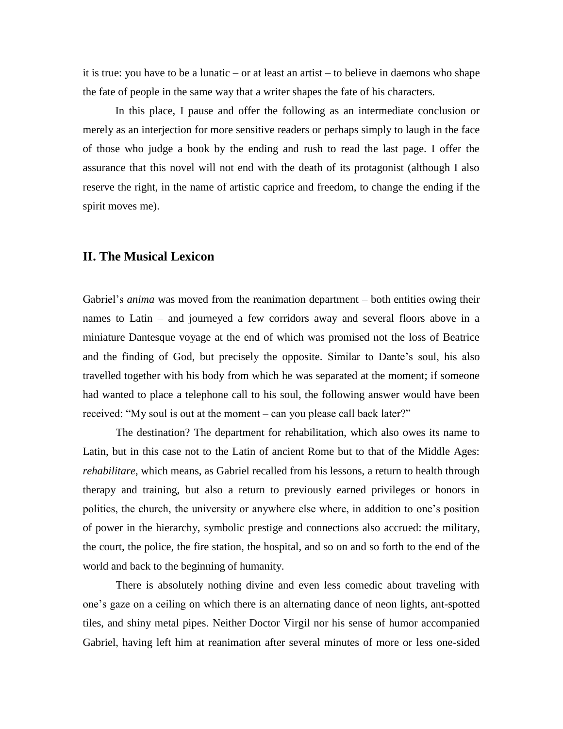it is true: you have to be a lunatic – or at least an artist – to believe in daemons who shape the fate of people in the same way that a writer shapes the fate of his characters.

In this place, I pause and offer the following as an intermediate conclusion or merely as an interjection for more sensitive readers or perhaps simply to laugh in the face of those who judge a book by the ending and rush to read the last page. I offer the assurance that this novel will not end with the death of its protagonist (although I also reserve the right, in the name of artistic caprice and freedom, to change the ending if the spirit moves me).

## II. The Musical Lexicon

Gabriel's *anima* was moved from the reanimation department – both entities owing their names to Latin – and journeyed a few corridors away and several floors above in a miniature Dantesque voyage at the end of which was promised not the loss of Beatrice and the finding of God, but precisely the opposite. Similar to Dante's soul, his also travelled together with his body from which he was separated at the moment; if someone had wanted to place a telephone call to his soul, the following answer would have been received: "My soul is out at the moment – can you please call back later?"

The destination? The department for rehabilitation, which also owes its name to Latin, but in this case not to the Latin of ancient Rome but to that of the Middle Ages: *rehabilitare*, which means, as Gabriel recalled from his lessons, a return to health through therapy and training, but also a return to previously earned privileges or honors in politics, the church, the university or anywhere else where, in addition to one's position of power in the hierarchy, symbolic prestige and connections also accrued: the military, the court, the police, the fire station, the hospital, and so on and so forth to the end of the world and back to the beginning of humanity.

There is absolutely nothing divine and even less comedic about traveling with one's gaze on a ceiling on which there is an alternating dance of neon lights, ant-spotted tiles, and shiny metal pipes. Neither Doctor Virgil nor his sense of humor accompanied Gabriel, having left him at reanimation after several minutes of more or less one-sided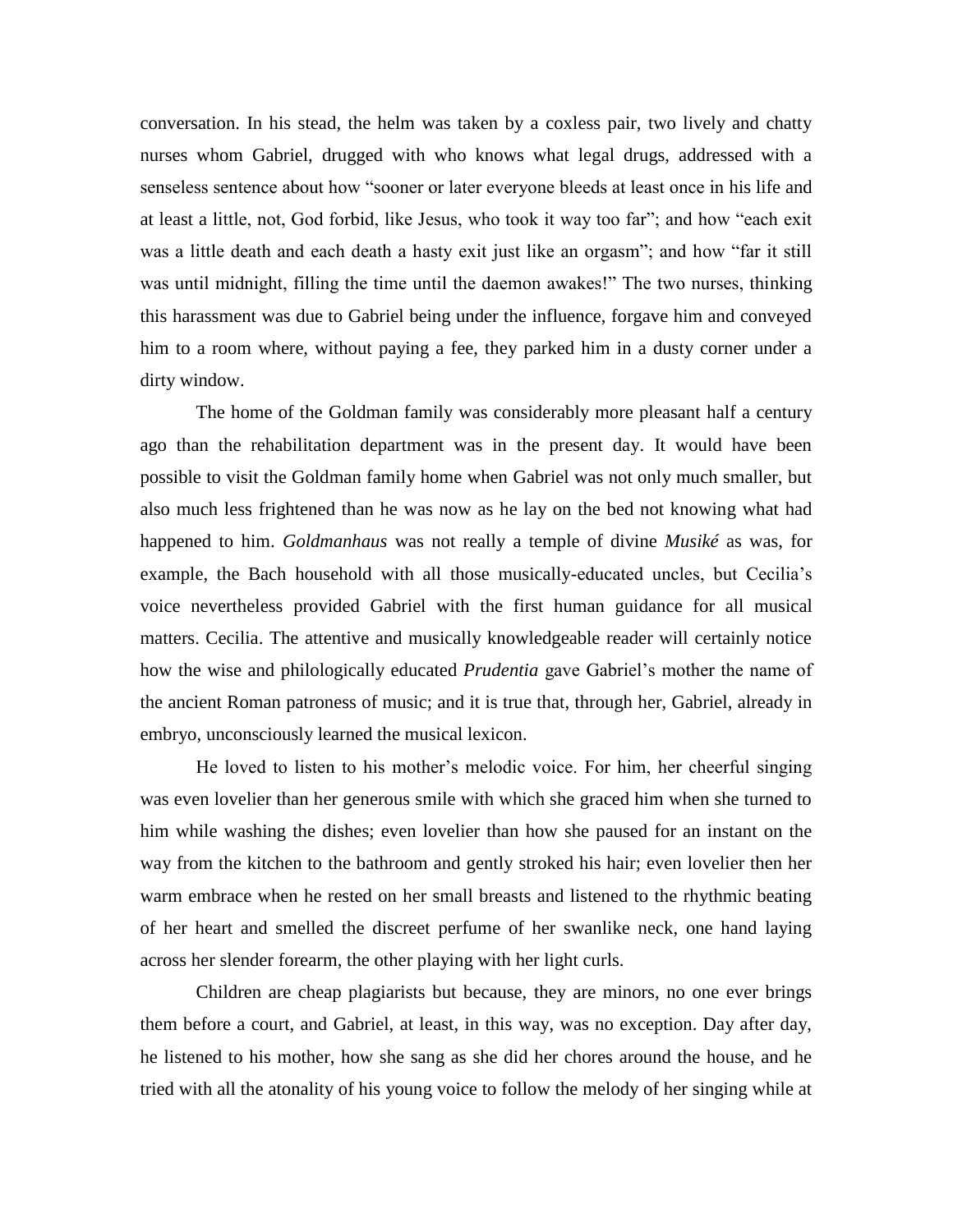conversation. In his stead, the helm was taken by a coxless pair, two lively and chatty nurses whom Gabriel, drugged with who knows what legal drugs, addressed with a senseless sentence about how "sooner or later everyone bleeds at least once in his life and at least a little, not, God forbid, like Jesus, who took it way too far"; and how "each exit was a little death and each death a hasty exit just like an orgasm"; and how "far it still was until midnight, filling the time until the daemon awakes!" The two nurses, thinking this harassment was due to Gabriel being under the influence, forgave him and conveyed him to a room where, without paying a fee, they parked him in a dusty corner under a dirty window.

The home of the Goldman family was considerably more pleasant half a century ago than the rehabilitation department was in the present day. It would have been possible to visit the Goldman family home when Gabriel was not only much smaller, but also much less frightened than he was now as he lay on the bed not knowing what had happened to him. *Goldmanhaus* was not really a temple of divine *Musiké* as was, for example, the Bach household with all those musically-educated uncles, but Cecilia's voice nevertheless provided Gabriel with the first human guidance for all musical matters. Cecilia. The attentive and musically knowledgeable reader will certainly notice how the wise and philologically educated *Prudentia* gave Gabriel's mother the name of the ancient Roman patroness of music; and it is true that, through her, Gabriel, already in embryo, unconsciously learned the musical lexicon.

He loved to listen to his mother's melodic voice. For him, her cheerful singing was even lovelier than her generous smile with which she graced him when she turned to him while washing the dishes; even lovelier than how she paused for an instant on the way from the kitchen to the bathroom and gently stroked his hair; even lovelier then her warm embrace when he rested on her small breasts and listened to the rhythmic beating of her heart and smelled the discreet perfume of her swanlike neck, one hand laying across her slender forearm, the other playing with her light curls.

Children are cheap plagiarists but because, they are minors, no one ever brings them before a court, and Gabriel, at least, in this way, was no exception. Day after day, he listened to his mother, how she sang as she did her chores around the house, and he tried with all the atonality of his young voice to follow the melody of her singing while at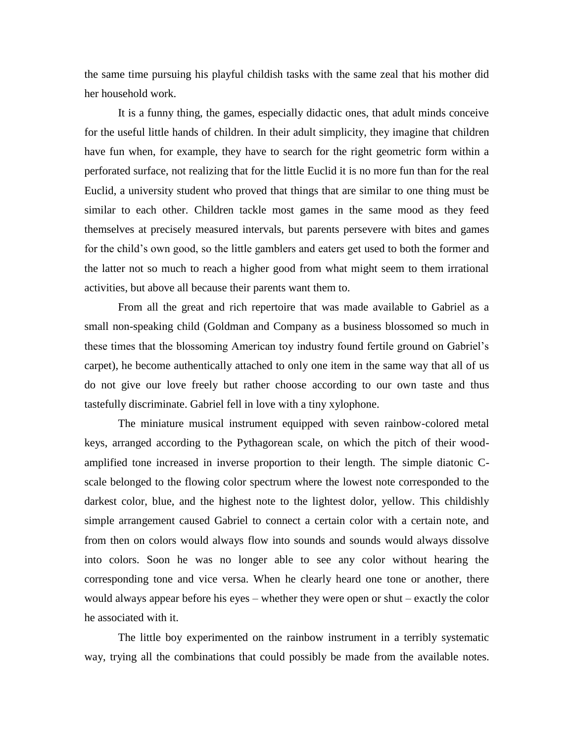the same time pursuing his playful childish tasks with the same zeal that his mother did her household work.

It is a funny thing, the games, especially didactic ones, that adult minds conceive for the useful little hands of children. In their adult simplicity, they imagine that children have fun when, for example, they have to search for the right geometric form within a perforated surface, not realizing that for the little Euclid it is no more fun than for the real Euclid, a university student who proved that things that are similar to one thing must be similar to each other. Children tackle most games in the same mood as they feed themselves at precisely measured intervals, but parents persevere with bites and games for the child's own good, so the little gamblers and eaters get used to both the former and the latter not so much to reach a higher good from what might seem to them irrational activities, but above all because their parents want them to.

From all the great and rich repertoire that was made available to Gabriel as a small non-speaking child (Goldman and Company as a business blossomed so much in these times that the blossoming American toy industry found fertile ground on Gabriel's carpet), he become authentically attached to only one item in the same way that all of us do not give our love freely but rather choose according to our own taste and thus tastefully discriminate. Gabriel fell in love with a tiny xylophone.

The miniature musical instrument equipped with seven rainbow-colored metal keys, arranged according to the Pythagorean scale, on which the pitch of their wood-amplified tone increased in inverse proportion to their length. The simple diatonic C-scale belonged to the flowing color spectrum where the lowest note corresponded to the darkest color, blue, and the highest note to the lightest dolor, yellow. This childishly simple arrangement caused Gabriel to connect a certain color with a certain note, and from then on colors would always flow into sounds and sounds would always dissolve into colors. Soon he was no longer able to see any color without hearing the corresponding tone and vice versa. When he clearly heard one tone or another, there would always appear before his eyes – whether they were open or shut – exactly the color he associated with it.

The little boy experimented on the rainbow instrument in a terribly systematic way, trying all the combinations that could possibly be made from the available notes.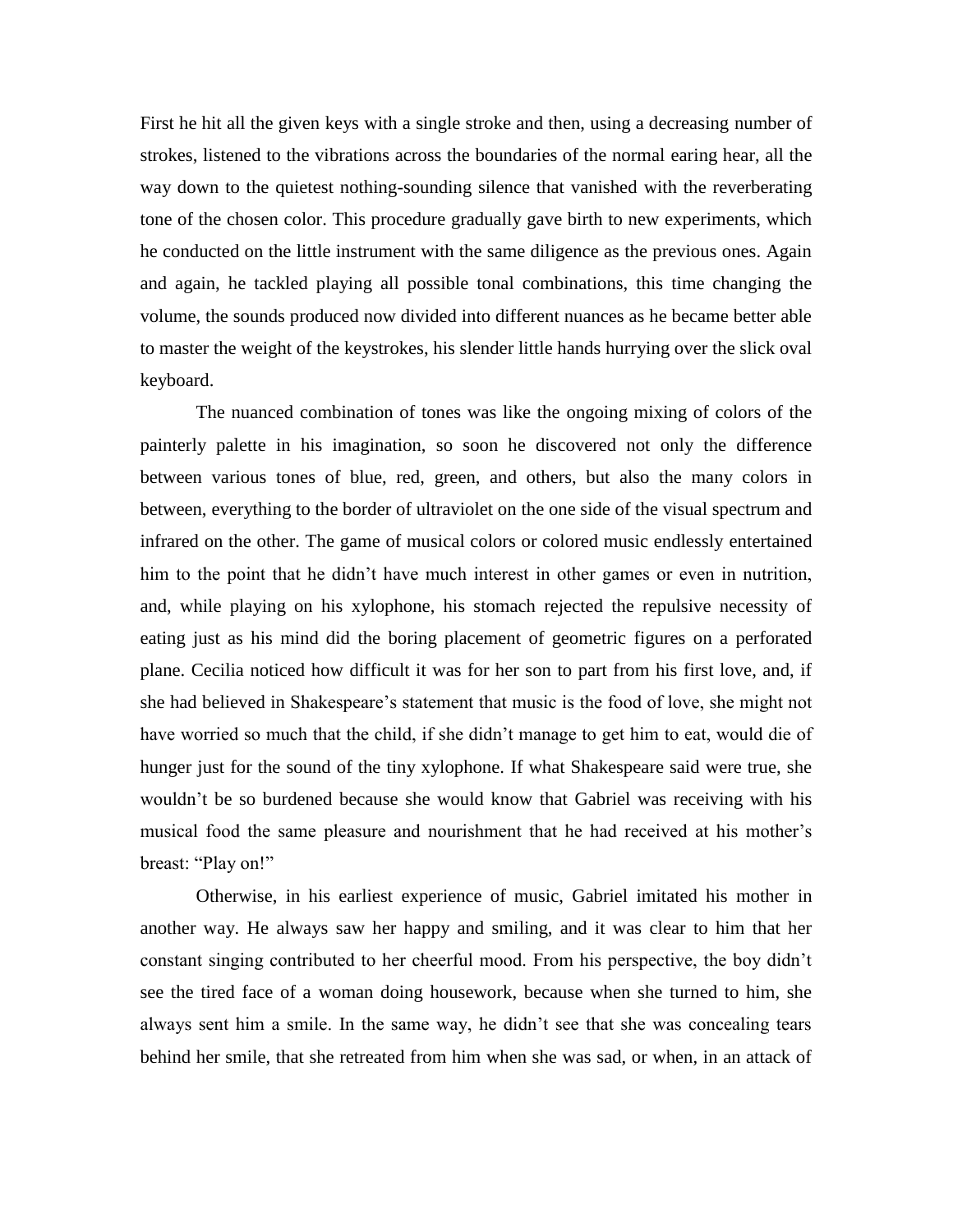First he hit all the given keys with a single stroke and then, using a decreasing number of strokes, listened to the vibrations across the boundaries of the normal earing hear, all the way down to the quietest nothing-sounding silence that vanished with the reverberating tone of the chosen color. This procedure gradually gave birth to new experiments, which he conducted on the little instrument with the same diligence as the previous ones. Again and again, he tackled playing all possible tonal combinations, this time changing the volume, the sounds produced now divided into different nuances as he became better able to master the weight of the keystrokes, his slender little hands hurrying over the slick oval keyboard.

The nuanced combination of tones was like the ongoing mixing of colors of the painterly palette in his imagination, so soon he discovered not only the difference between various tones of blue, red, green, and others, but also the many colors in between, everything to the border of ultraviolet on the one side of the visual spectrum and infrared on the other. The game of musical colors or colored music endlessly entertained him to the point that he didn't have much interest in other games or even in nutrition, and, while playing on his xylophone, his stomach rejected the repulsive necessity of eating just as his mind did the boring placement of geometric figures on a perforated plane. Cecilia noticed how difficult it was for her son to part from his first love, and, if she had believed in Shakespeare's statement that music is the food of love, she might not have worried so much that the child, if she didn't manage to get him to eat, would die of hunger just for the sound of the tiny xylophone. If what Shakespeare said were true, she wouldn't be so burdened because she would know that Gabriel was receiving with his musical food the same pleasure and nourishment that he had received at his mother's breast: "Play on!"

Otherwise, in his earliest experience of music, Gabriel imitated his mother in another way. He always saw her happy and smiling, and it was clear to him that her constant singing contributed to her cheerful mood. From his perspective, the boy didn't see the tired face of a woman doing housework, because when she turned to him, she always sent him a smile. In the same way, he didn't see that she was concealing tears behind her smile, that she retreated from him when she was sad, or when, in an attack of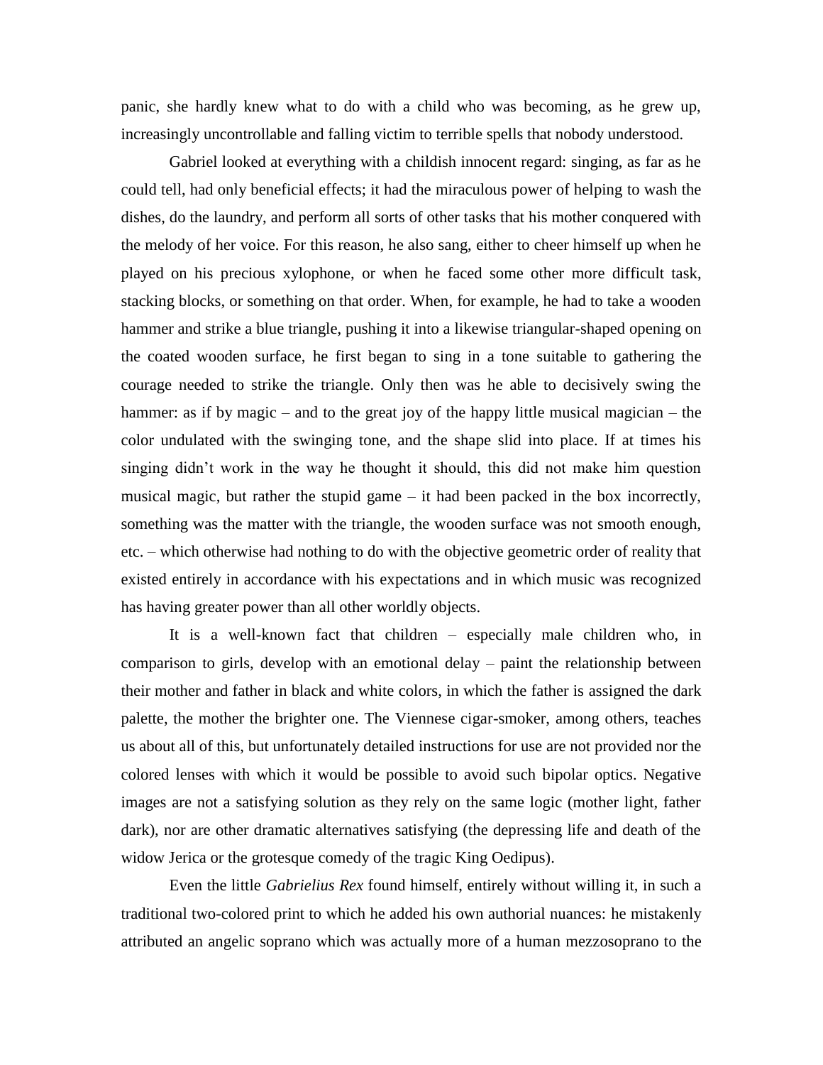panic, she hardly knew what to do with a child who was becoming, as he grew up, increasingly uncontrollable and falling victim to terrible spells that nobody understood.

Gabriel looked at everything with a childish innocent regard: singing, as far as he could tell, had only beneficial effects; it had the miraculous power of helping to wash the dishes, do the laundry, and perform all sorts of other tasks that his mother conquered with the melody of her voice. For this reason, he also sang, either to cheer himself up when he played on his precious xylophone, or when he faced some other more difficult task, stacking blocks, or something on that order. When, for example, he had to take a wooden hammer and strike a blue triangle, pushing it into a likewise triangular-shaped opening on the coated wooden surface, he first began to sing in a tone suitable to gathering the courage needed to strike the triangle. Only then was he able to decisively swing the hammer: as if by magic – and to the great joy of the happy little musical magician – the color undulated with the swinging tone, and the shape slid into place. If at times his singing didn't work in the way he thought it should, this did not make him question musical magic, but rather the stupid game – it had been packed in the box incorrectly, something was the matter with the triangle, the wooden surface was not smooth enough, etc. – which otherwise had nothing to do with the objective geometric order of reality that existed entirely in accordance with his expectations and in which music was recognized has having greater power than all other worldly objects.

It is a well-known fact that children – especially male children who, in comparison to girls, develop with an emotional delay – paint the relationship between their mother and father in black and white colors, in which the father is assigned the dark palette, the mother the brighter one. The Viennese cigar-smoker, among others, teaches us about all of this, but unfortunately detailed instructions for use are not provided nor the colored lenses with which it would be possible to avoid such bipolar optics. Negative images are not a satisfying solution as they rely on the same logic (mother light, father dark), nor are other dramatic alternatives satisfying (the depressing life and death of the widow Jerica or the grotesque comedy of the tragic King Oedipus).

Even the little *Gabrielius Rex* found himself, entirely without willing it, in such a traditional two-colored print to which he added his own authorial nuances: he mistakenly attributed an angelic soprano which was actually more of a human mezzosoprano to the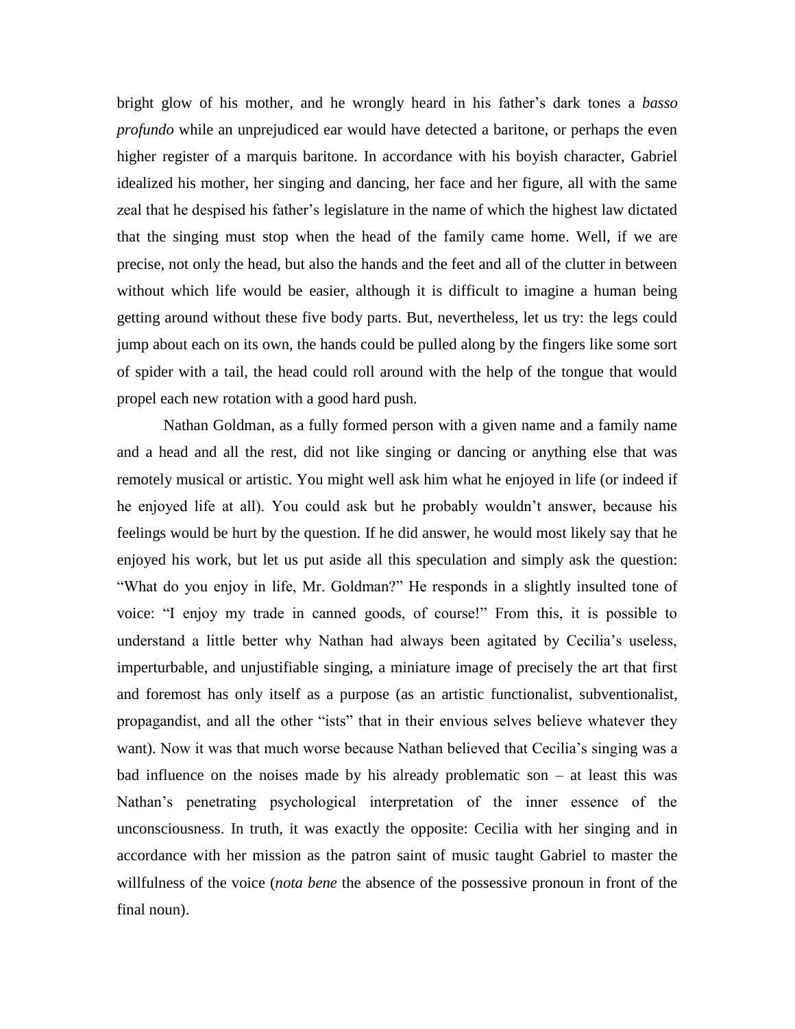bright glow of his mother, and he wrongly heard in his father's dark tones a *basso profundo* while an unprejudiced ear would have detected a baritone, or perhaps the even higher register of a marquis baritone. In accordance with his boyish character, Gabriel idealized his mother, her singing and dancing, her face and her figure, all with the same zeal that he despised his father's legislature in the name of which the highest law dictated that the singing must stop when the head of the family came home. Well, if we are precise, not only the head, but also the hands and the feet and all of the clutter in between without which life would be easier, although it is difficult to imagine a human being getting around without these five body parts. But, nevertheless, let us try: the legs could jump about each on its own, the hands could be pulled along by the fingers like some sort of spider with a tail, the head could roll around with the help of the tongue that would propel each new rotation with a good hard push.

Nathan Goldman, as a fully formed person with a given name and a family name and a head and all the rest, did not like singing or dancing or anything else that was remotely musical or artistic. You might well ask him what he enjoyed in life (or indeed if he enjoyed life at all). You could ask but he probably wouldn't answer, because his feelings would be hurt by the question. If he did answer, he would most likely say that he enjoyed his work, but let us put aside all this speculation and simply ask the question: "What do you enjoy in life, Mr. Goldman?" He responds in a slightly insulted tone of voice: "I enjoy my trade in canned goods, of course!" From this, it is possible to understand a little better why Nathan had always been agitated by Cecilia's useless, imperturbable, and unjustifiable singing, a miniature image of precisely the art that first and foremost has only itself as a purpose (as an artistic functionalist, subventionalist, propagandist, and all the other "ists" that in their envious selves believe whatever they want). Now it was that much worse because Nathan believed that Cecilia's singing was a bad influence on the noises made by his already problematic son – at least this was Nathan's penetrating psychological interpretation of the inner essence of the unconsciousness. In truth, it was exactly the opposite: Cecilia with her singing and in accordance with her mission as the patron saint of music taught Gabriel to master the willfulness of the voice (*nota bene* the absence of the possessive pronoun in front of the final noun).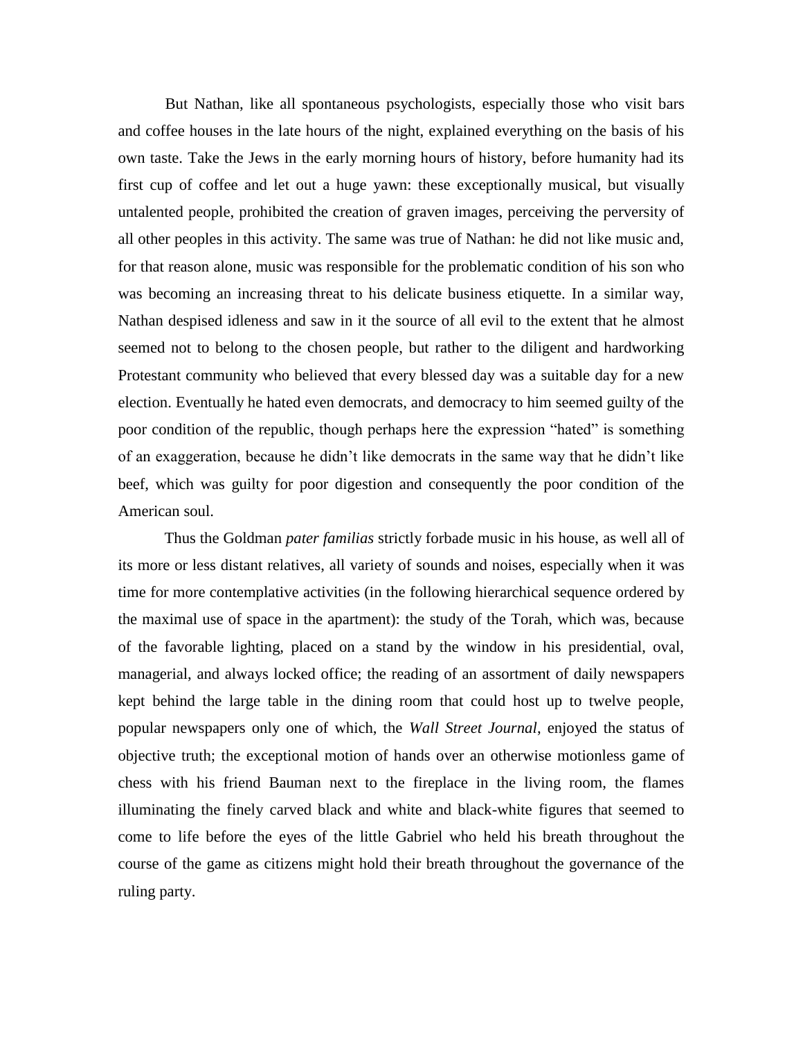But Nathan, like all spontaneous psychologists, especially those who visit bars and coffee houses in the late hours of the night, explained everything on the basis of his own taste. Take the Jews in the early morning hours of history, before humanity had its first cup of coffee and let out a huge yawn: these exceptionally musical, but visually untalented people, prohibited the creation of graven images, perceiving the perversity of all other peoples in this activity. The same was true of Nathan: he did not like music and, for that reason alone, music was responsible for the problematic condition of his son who was becoming an increasing threat to his delicate business etiquette. In a similar way, Nathan despised idleness and saw in it the source of all evil to the extent that he almost seemed not to belong to the chosen people, but rather to the diligent and hardworking Protestant community who believed that every blessed day was a suitable day for a new election. Eventually he hated even democrats, and democracy to him seemed guilty of the poor condition of the republic, though perhaps here the expression "hated" is something of an exaggeration, because he didn't like democrats in the same way that he didn't like beef, which was guilty for poor digestion and consequently the poor condition of the American soul.

Thus the Goldman *pater familias* strictly forbade music in his house, as well all of its more or less distant relatives, all variety of sounds and noises, especially when it was time for more contemplative activities (in the following hierarchical sequence ordered by the maximal use of space in the apartment): the study of the Torah, which was, because of the favorable lighting, placed on a stand by the window in his presidential, oval, managerial, and always locked office; the reading of an assortment of daily newspapers kept behind the large table in the dining room that could host up to twelve people, popular newspapers only one of which, the *Wall Street Journal*, enjoyed the status of objective truth; the exceptional motion of hands over an otherwise motionless game of chess with his friend Bauman next to the fireplace in the living room, the flames illuminating the finely carved black and white and black-white figures that seemed to come to life before the eyes of the little Gabriel who held his breath throughout the course of the game as citizens might hold their breath throughout the governance of the ruling party.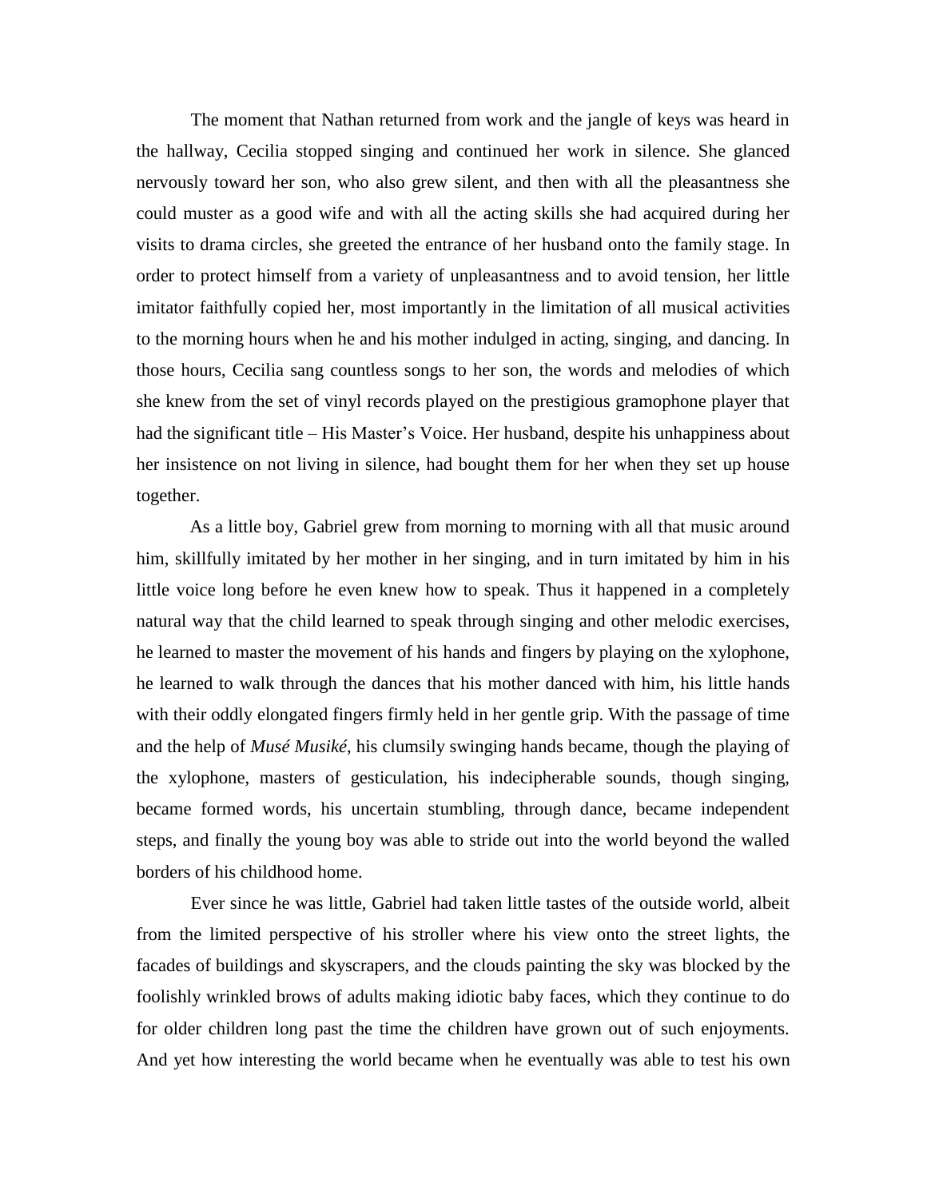The moment that Nathan returned from work and the jangle of keys was heard in the hallway, Cecilia stopped singing and continued her work in silence. She glanced nervously toward her son, who also grew silent, and then with all the pleasantness she could muster as a good wife and with all the acting skills she had acquired during her visits to drama circles, she greeted the entrance of her husband onto the family stage. In order to protect himself from a variety of unpleasantness and to avoid tension, her little imitator faithfully copied her, most importantly in the limitation of all musical activities to the morning hours when he and his mother indulged in acting, singing, and dancing. In those hours, Cecilia sang countless songs to her son, the words and melodies of which she knew from the set of vinyl records played on the prestigious gramophone player that had the significant title – His Master's Voice. Her husband, despite his unhappiness about her insistence on not living in silence, had bought them for her when they set up house together.

As a little boy, Gabriel grew from morning to morning with all that music around him, skillfully imitated by her mother in her singing, and in turn imitated by him in his little voice long before he even knew how to speak. Thus it happened in a completely natural way that the child learned to speak through singing and other melodic exercises, he learned to master the movement of his hands and fingers by playing on the xylophone, he learned to walk through the dances that his mother danced with him, his little hands with their oddly elongated fingers firmly held in her gentle grip. With the passage of time and the help of *Musé Musiké*, his clumsily swinging hands became, though the playing of the xylophone, masters of gesticulation, his indecipherable sounds, though singing, became formed words, his uncertain stumbling, through dance, became independent steps, and finally the young boy was able to stride out into the world beyond the walled borders of his childhood home.

Ever since he was little, Gabriel had taken little tastes of the outside world, albeit from the limited perspective of his stroller where his view onto the street lights, the facades of buildings and skyscrapers, and the clouds painting the sky was blocked by the foolishly wrinkled brows of adults making idiotic baby faces, which they continue to do for older children long past the time the children have grown out of such enjoyments. And yet how interesting the world became when he eventually was able to test his own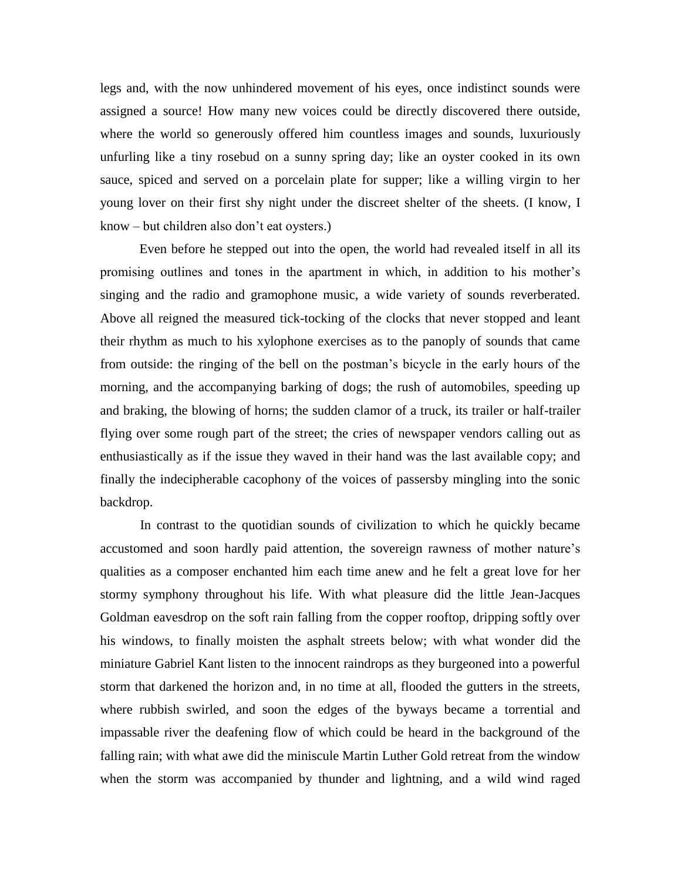legs and, with the now unhindered movement of his eyes, once indistinct sounds were assigned a source! How many new voices could be directly discovered there outside, where the world so generously offered him countless images and sounds, luxuriously unfurling like a tiny rosebud on a sunny spring day; like an oyster cooked in its own sauce, spiced and served on a porcelain plate for supper; like a willing virgin to her young lover on their first shy night under the discreet shelter of the sheets. (I know, I know – but children also don't eat oysters.)

Even before he stepped out into the open, the world had revealed itself in all its promising outlines and tones in the apartment in which, in addition to his mother's singing and the radio and gramophone music, a wide variety of sounds reverberated. Above all reigned the measured tick-tocking of the clocks that never stopped and leant their rhythm as much to his xylophone exercises as to the panoply of sounds that came from outside: the ringing of the bell on the postman's bicycle in the early hours of the morning, and the accompanying barking of dogs; the rush of automobiles, speeding up and braking, the blowing of horns; the sudden clamor of a truck, its trailer or half-trailer flying over some rough part of the street; the cries of newspaper vendors calling out as enthusiastically as if the issue they waved in their hand was the last available copy; and finally the indecipherable cacophony of the voices of passersby mingling into the sonic backdrop.

In contrast to the quotidian sounds of civilization to which he quickly became accustomed and soon hardly paid attention, the sovereign rawness of mother nature's qualities as a composer enchanted him each time anew and he felt a great love for her stormy symphony throughout his life. With what pleasure did the little Jean-Jacques Goldman eavesdrop on the soft rain falling from the copper rooftop, dripping softly over his windows, to finally moisten the asphalt streets below; with what wonder did the miniature Gabriel Kant listen to the innocent raindrops as they burgeoned into a powerful storm that darkened the horizon and, in no time at all, flooded the gutters in the streets, where rubbish swirled, and soon the edges of the byways became a torrential and impassable river the deafening flow of which could be heard in the background of the falling rain; with what awe did the miniscule Martin Luther Gold retreat from the window when the storm was accompanied by thunder and lightning, and a wild wind raged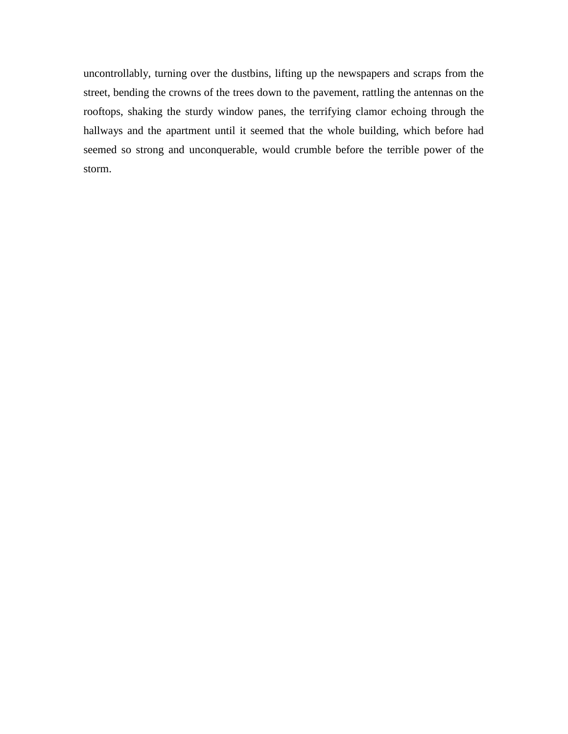uncontrollably, turning over the dustbins, lifting up the newspapers and scraps from the street, bending the crowns of the trees down to the pavement, rattling the antennas on the rooftops, shaking the sturdy window panes, the terrifying clamor echoing through the hallways and the apartment until it seemed that the whole building, which before had seemed so strong and unconquerable, would crumble before the terrible power of the storm.